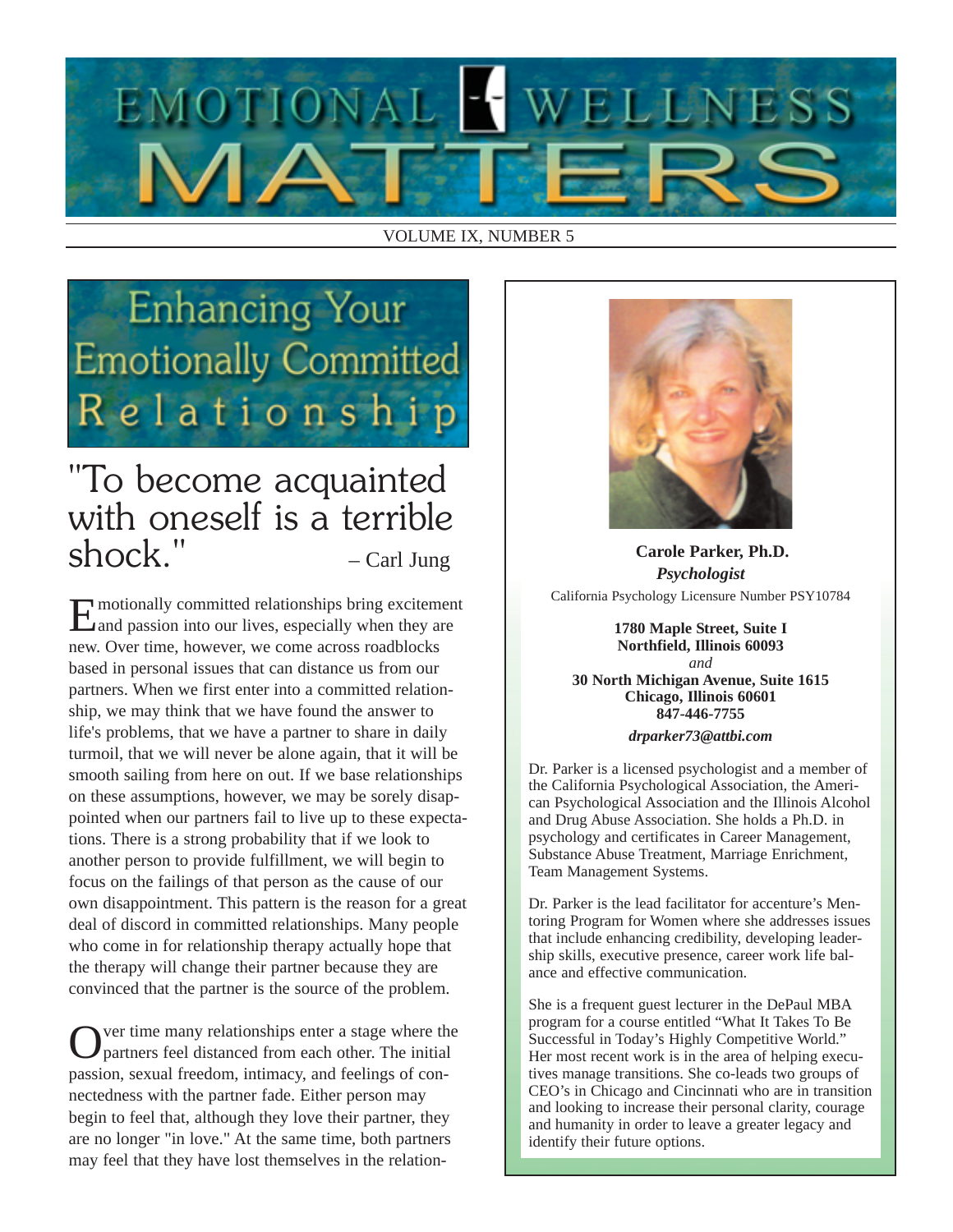# EMOTIONAL WELLNESS MATTERS

VOLUME IX, NUMBER 5

## Enhancing Your Emotionally Committed Relationship

"To become acquainted with oneself is a terrible shock." – Carl Jung

Emotionally committed relationships bring excitement and passion into our lives, especially when they are new. Over time, however, we come across roadblocks based in personal issues that can distance us from our partners. When we first enter into a committed relationship, we may think that we have found the answer to life's problems, that we have a partner to share in daily turmoil, that we will never be alone again, that it will be smooth sailing from here on out. If we base relationships on these assumptions, however, we may be sorely disappointed when our partners fail to live up to these expectations. There is a strong probability that if we look to another person to provide fulfillment, we will begin to focus on the failings of that person as the cause of our own disappointment. This pattern is the reason for a great deal of discord in committed relationships. Many people who come in for relationship therapy actually hope that the therapy will change their partner because they are convinced that the partner is the source of the problem.

Over time many relationships enter a stage where the partners feel distanced from each other. The initial passion, sexual freedom, intimacy, and feelings of connectedness with the partner fade. Either person may begin to feel that, although they love their partner, they are no longer "in love." At the same time, both partners may feel that they have lost themselves in the relation-

---

**Carole Parker, Ph.D.**
***Psychologist***
California Psychology Licensure Number PSY10784

**1780 Maple Street, Suite I**
**Northfield, Illinois 60093**
*and*
**30 North Michigan Avenue, Suite 1615**
**Chicago, Illinois 60601**
**847-446-7755**
***drparker73@attbi.com***

Dr. Parker is a licensed psychologist and a member of the California Psychological Association, the American Psychological Association and the Illinois Alcohol and Drug Abuse Association. She holds a Ph.D. in psychology and certificates in Career Management, Substance Abuse Treatment, Marriage Enrichment, Team Management Systems.

Dr. Parker is the lead facilitator for accenture's Mentoring Program for Women where she addresses issues that include enhancing credibility, developing leadership skills, executive presence, career work life balance and effective communication.

She is a frequent guest lecturer in the DePaul MBA program for a course entitled "What It Takes To Be Successful in Today's Highly Competitive World." Her most recent work is in the area of helping executives manage transitions. She co-leads two groups of CEO's in Chicago and Cincinnati who are in transition and looking to increase their personal clarity, courage and humanity in order to leave a greater legacy and identify their future options.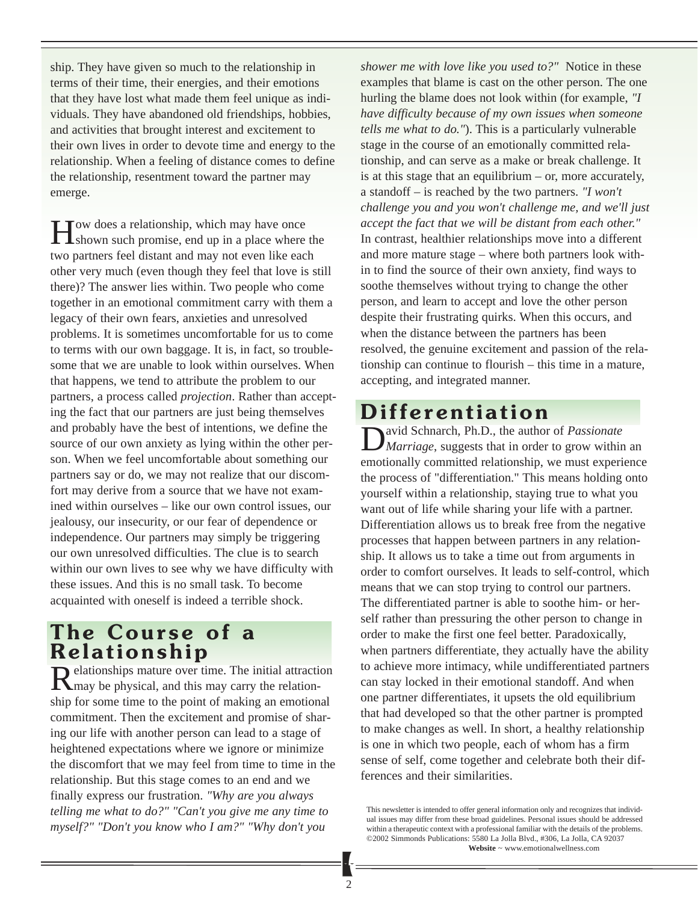ship. They have given so much to the relationship in terms of their time, their energies, and their emotions that they have lost what made them feel unique as individuals. They have abandoned old friendships, hobbies, and activities that brought interest and excitement to their own lives in order to devote time and energy to the relationship. When a feeling of distance comes to define the relationship, resentment toward the partner may emerge.

How does a relationship, which may have once shown such promise, end up in a place where the two partners feel distant and may not even like each other very much (even though they feel that love is still there)? The answer lies within. Two people who come together in an emotional commitment carry with them a legacy of their own fears, anxieties and unresolved problems. It is sometimes uncomfortable for us to come to terms with our own baggage. It is, in fact, so troublesome that we are unable to look within ourselves. When that happens, we tend to attribute the problem to our partners, a process called *projection*. Rather than accepting the fact that our partners are just being themselves and probably have the best of intentions, we define the source of our own anxiety as lying within the other person. When we feel uncomfortable about something our partners say or do, we may not realize that our discomfort may derive from a source that we have not examined within ourselves – like our own control issues, our jealousy, our insecurity, or our fear of dependence or independence. Our partners may simply be triggering our own unresolved difficulties. The clue is to search within our own lives to see why we have difficulty with these issues. And this is no small task. To become acquainted with oneself is indeed a terrible shock.

## The Course of a Relationship

Relationships mature over time. The initial attraction may be physical, and this may carry the relationship for some time to the point of making an emotional commitment. Then the excitement and promise of sharing our life with another person can lead to a stage of heightened expectations where we ignore or minimize the discomfort that we may feel from time to time in the relationship. But this stage comes to an end and we finally express our frustration. *"Why are you always telling me what to do?" "Can't you give me any time to myself?" "Don't you know who I am?" "Why don't you shower me with love like you used to?"* Notice in these examples that blame is cast on the other person. The one hurling the blame does not look within (for example, *"I have difficulty because of my own issues when someone tells me what to do."*). This is a particularly vulnerable stage in the course of an emotionally committed relationship, and can serve as a make or break challenge. It is at this stage that an equilibrium – or, more accurately, a standoff – is reached by the two partners. *"I won't challenge you and you won't challenge me, and we'll just accept the fact that we will be distant from each other."* In contrast, healthier relationships move into a different and more mature stage – where both partners look within to find the source of their own anxiety, find ways to soothe themselves without trying to change the other person, and learn to accept and love the other person despite their frustrating quirks. When this occurs, and when the distance between the partners has been resolved, the genuine excitement and passion of the relationship can continue to flourish – this time in a mature, accepting, and integrated manner.

## Differentiation

David Schnarch, Ph.D., the author of *Passionate Marriage*, suggests that in order to grow within an emotionally committed relationship, we must experience the process of "differentiation." This means holding onto yourself within a relationship, staying true to what you want out of life while sharing your life with a partner. Differentiation allows us to break free from the negative processes that happen between partners in any relationship. It allows us to take a time out from arguments in order to comfort ourselves. It leads to self-control, which means that we can stop trying to control our partners. The differentiated partner is able to soothe him- or herself rather than pressuring the other person to change in order to make the first one feel better. Paradoxically, when partners differentiate, they actually have the ability to achieve more intimacy, while undifferentiated partners can stay locked in their emotional standoff. And when one partner differentiates, it upsets the old equilibrium that had developed so that the other partner is prompted to make changes as well. In short, a healthy relationship is one in which two people, each of whom has a firm sense of self, come together and celebrate both their differences and their similarities.

This newsletter is intended to offer general information only and recognizes that individual issues may differ from these broad guidelines. Personal issues should be addressed within a therapeutic context with a professional familiar with the details of the problems. ©2002 Simmonds Publications: 5580 La Jolla Blvd., #306, La Jolla, CA 92037
**Website** ~ www.emotionalwellness.com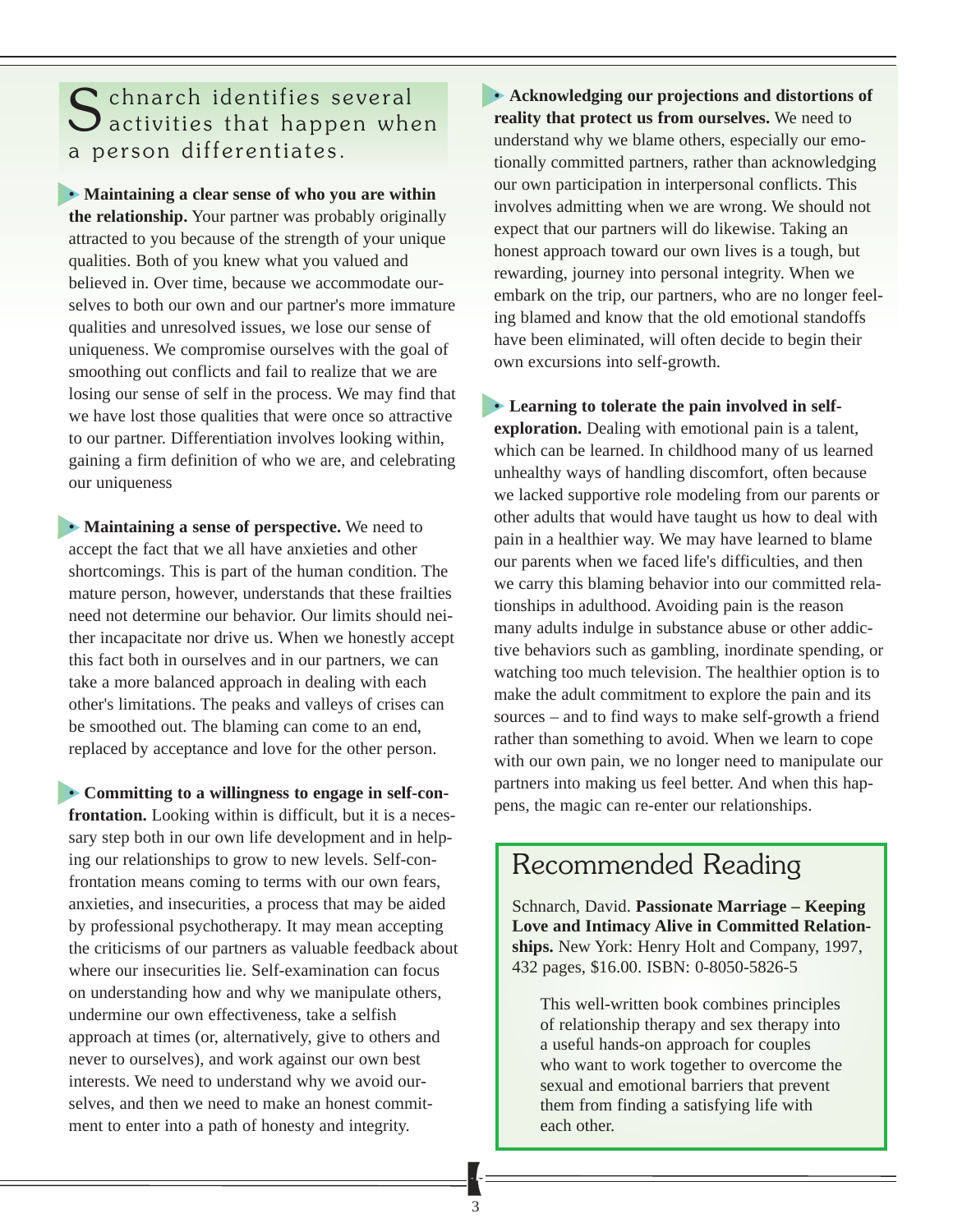Schnarch identifies several activities that happen when a person differentiates.

**Maintaining a clear sense of who you are within the relationship.** Your partner was probably originally attracted to you because of the strength of your unique qualities. Both of you knew what you valued and believed in. Over time, because we accommodate ourselves to both our own and our partner's more immature qualities and unresolved issues, we lose our sense of uniqueness. We compromise ourselves with the goal of smoothing out conflicts and fail to realize that we are losing our sense of self in the process. We may find that we have lost those qualities that were once so attractive to our partner. Differentiation involves looking within, gaining a firm definition of who we are, and celebrating our uniqueness

**Maintaining a sense of perspective.** We need to accept the fact that we all have anxieties and other shortcomings. This is part of the human condition. The mature person, however, understands that these frailties need not determine our behavior. Our limits should neither incapacitate nor drive us. When we honestly accept this fact both in ourselves and in our partners, we can take a more balanced approach in dealing with each other's limitations. The peaks and valleys of crises can be smoothed out. The blaming can come to an end, replaced by acceptance and love for the other person.

**Committing to a willingness to engage in self-confrontation.** Looking within is difficult, but it is a necessary step both in our own life development and in helping our relationships to grow to new levels. Self-confrontation means coming to terms with our own fears, anxieties, and insecurities, a process that may be aided by professional psychotherapy. It may mean accepting the criticisms of our partners as valuable feedback about where our insecurities lie. Self-examination can focus on understanding how and why we manipulate others, undermine our own effectiveness, take a selfish approach at times (or, alternatively, give to others and never to ourselves), and work against our own best interests. We need to understand why we avoid ourselves, and then we need to make an honest commitment to enter into a path of honesty and integrity.

**Acknowledging our projections and distortions of reality that protect us from ourselves.** We need to understand why we blame others, especially our emotionally committed partners, rather than acknowledging our own participation in interpersonal conflicts. This involves admitting when we are wrong. We should not expect that our partners will do likewise. Taking an honest approach toward our own lives is a tough, but rewarding, journey into personal integrity. When we embark on the trip, our partners, who are no longer feeling blamed and know that the old emotional standoffs have been eliminated, will often decide to begin their own excursions into self-growth.

**Learning to tolerate the pain involved in self-exploration.** Dealing with emotional pain is a talent, which can be learned. In childhood many of us learned unhealthy ways of handling discomfort, often because we lacked supportive role modeling from our parents or other adults that would have taught us how to deal with pain in a healthier way. We may have learned to blame our parents when we faced life's difficulties, and then we carry this blaming behavior into our committed relationships in adulthood. Avoiding pain is the reason many adults indulge in substance abuse or other addictive behaviors such as gambling, inordinate spending, or watching too much television. The healthier option is to make the adult commitment to explore the pain and its sources – and to find ways to make self-growth a friend rather than something to avoid. When we learn to cope with our own pain, we no longer need to manipulate our partners into making us feel better. And when this happens, the magic can re-enter our relationships.

## Recommended Reading

Schnarch, David. **Passionate Marriage – Keeping Love and Intimacy Alive in Committed Relationships.** New York: Henry Holt and Company, 1997, 432 pages, $16.00. ISBN: 0-8050-5826-5

This well-written book combines principles of relationship therapy and sex therapy into a useful hands-on approach for couples who want to work together to overcome the sexual and emotional barriers that prevent them from finding a satisfying life with each other.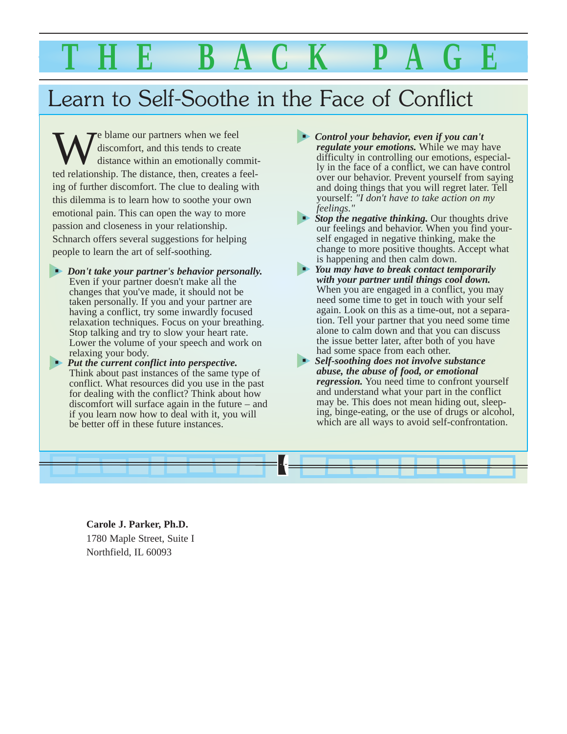# THE BACK PAGE

## Learn to Self-Soothe in the Face of Conflict

We blame our partners when we feel discomfort, and this tends to create distance within an emotionally committed relationship. The distance, then, creates a feeling of further discomfort. The clue to dealing with this dilemma is to learn how to soothe your own emotional pain. This can open the way to more passion and closeness in your relationship. Schnarch offers several suggestions for helping people to learn the art of self-soothing.

- ***Don't take your partner's behavior personally.*** Even if your partner doesn't make all the changes that you've made, it should not be taken personally. If you and your partner are having a conflict, try some inwardly focused relaxation techniques. Focus on your breathing. Stop talking and try to slow your heart rate. Lower the volume of your speech and work on relaxing your body.
- ***Put the current conflict into perspective.*** Think about past instances of the same type of conflict. What resources did you use in the past for dealing with the conflict? Think about how discomfort will surface again in the future – and if you learn now how to deal with it, you will be better off in these future instances.
- ***Control your behavior, even if you can't regulate your emotions.*** While we may have difficulty in controlling our emotions, especially in the face of a conflict, we can have control over our behavior. Prevent yourself from saying and doing things that you will regret later. Tell yourself: *"I don't have to take action on my feelings."*
- ***Stop the negative thinking.*** Our thoughts drive our feelings and behavior. When you find yourself engaged in negative thinking, make the change to more positive thoughts. Accept what is happening and then calm down.
- ***You may have to break contact temporarily with your partner until things cool down.*** When you are engaged in a conflict, you may need some time to get in touch with your self again. Look on this as a time-out, not a separation. Tell your partner that you need some time alone to calm down and that you can discuss the issue better later, after both of you have had some space from each other.
- ***Self-soothing does not involve substance abuse, the abuse of food, or emotional regression.*** You need time to confront yourself and understand what your part in the conflict may be. This does not mean hiding out, sleeping, binge-eating, or the use of drugs or alcohol, which are all ways to avoid self-confrontation.

**Carole J. Parker, Ph.D.**
1780 Maple Street, Suite I
Northfield, IL 60093